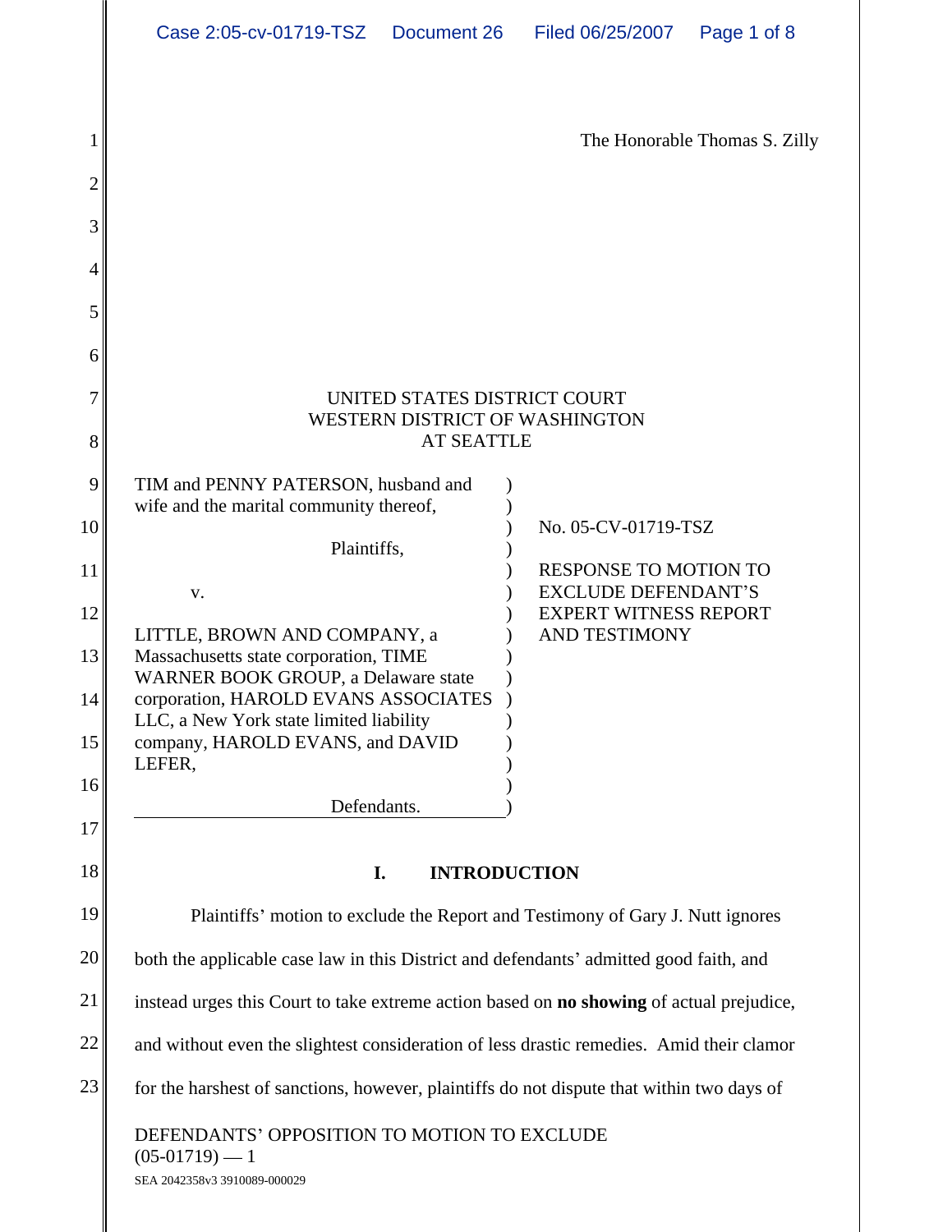The Honorable Thomas S. Zilly

UNITED STATES DISTRICT COURT
WESTERN DISTRICT OF WASHINGTON
AT SEATTLE

| | |
|---|---|
| TIM and PENNY PATERSON, husband and wife and the marital community thereof,<br><br>Plaintiffs,<br><br>v.<br><br>LITTLE, BROWN AND COMPANY, a Massachusetts state corporation, TIME WARNER BOOK GROUP, a Delaware state corporation, HAROLD EVANS ASSOCIATES LLC, a New York state limited liability company, HAROLD EVANS, and DAVID LEFER,<br><br>Defendants. | No. 05-CV-01719-TSZ<br><br>RESPONSE TO MOTION TO EXCLUDE DEFENDANT'S EXPERT WITNESS REPORT AND TESTIMONY |

## I. INTRODUCTION

Plaintiffs' motion to exclude the Report and Testimony of Gary J. Nutt ignores both the applicable case law in this District and defendants' admitted good faith, and instead urges this Court to take extreme action based on **no showing** of actual prejudice, and without even the slightest consideration of less drastic remedies. Amid their clamor for the harshest of sanctions, however, plaintiffs do not dispute that within two days of

DEFENDANTS' OPPOSITION TO MOTION TO EXCLUDE
(05-01719) — 1
SEA 2042358v3 3910089-000029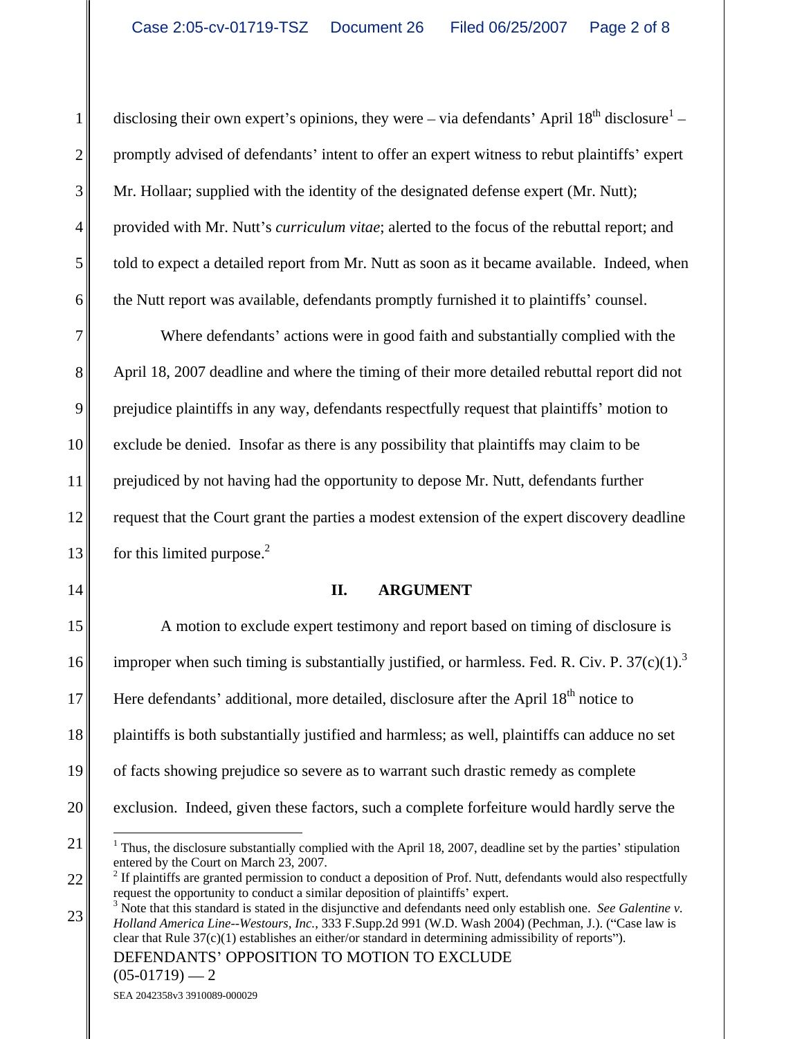disclosing their own expert's opinions, they were – via defendants' April 18th disclosure[1] – promptly advised of defendants' intent to offer an expert witness to rebut plaintiffs' expert Mr. Hollaar; supplied with the identity of the designated defense expert (Mr. Nutt); provided with Mr. Nutt's *curriculum vitae*; alerted to the focus of the rebuttal report; and told to expect a detailed report from Mr. Nutt as soon as it became available. Indeed, when the Nutt report was available, defendants promptly furnished it to plaintiffs' counsel.

Where defendants' actions were in good faith and substantially complied with the April 18, 2007 deadline and where the timing of their more detailed rebuttal report did not prejudice plaintiffs in any way, defendants respectfully request that plaintiffs' motion to exclude be denied. Insofar as there is any possibility that plaintiffs may claim to be prejudiced by not having had the opportunity to depose Mr. Nutt, defendants further request that the Court grant the parties a modest extension of the expert discovery deadline for this limited purpose.[2]

## II. ARGUMENT

A motion to exclude expert testimony and report based on timing of disclosure is improper when such timing is substantially justified, or harmless. Fed. R. Civ. P. 37(c)(1).[3] Here defendants' additional, more detailed, disclosure after the April 18th notice to plaintiffs is both substantially justified and harmless; as well, plaintiffs can adduce no set of facts showing prejudice so severe as to warrant such drastic remedy as complete exclusion. Indeed, given these factors, such a complete forfeiture would hardly serve the

---

[1] Thus, the disclosure substantially complied with the April 18, 2007, deadline set by the parties' stipulation entered by the Court on March 23, 2007.

[2] If plaintiffs are granted permission to conduct a deposition of Prof. Nutt, defendants would also respectfully request the opportunity to conduct a similar deposition of plaintiffs' expert.

[3] Note that this standard is stated in the disjunctive and defendants need only establish one. *See Galentine v. Holland America Line--Westours, Inc.*, 333 F.Supp.2d 991 (W.D. Wash 2004) (Pechman, J.). ("Case law is clear that Rule 37(c)(1) establishes an either/or standard in determining admissibility of reports").

DEFENDANTS' OPPOSITION TO MOTION TO EXCLUDE
(05-01719) — 2

SEA 2042358v3 3910089-000029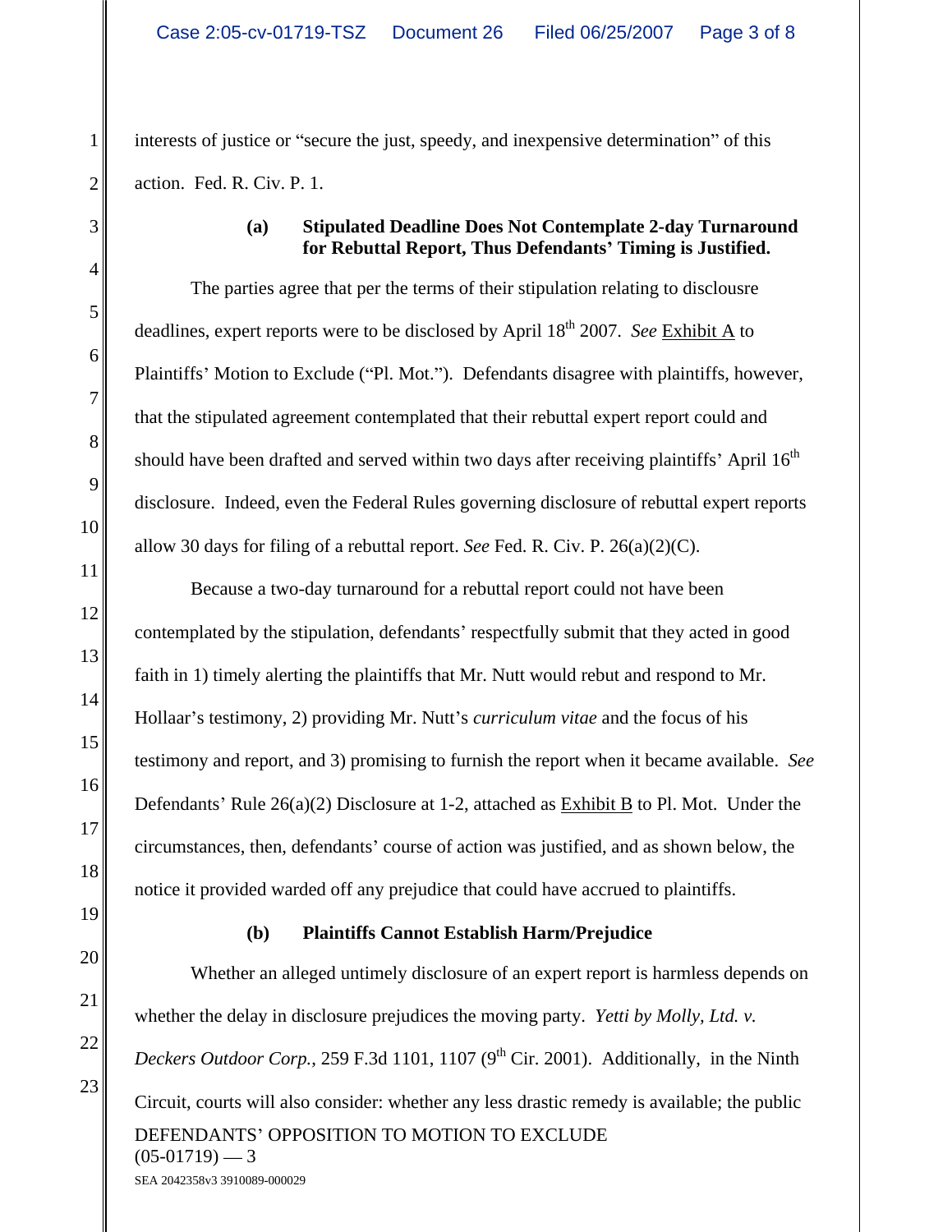interests of justice or "secure the just, speedy, and inexpensive determination" of this action. Fed. R. Civ. P. 1.

**(a) Stipulated Deadline Does Not Contemplate 2-day Turnaround for Rebuttal Report, Thus Defendants' Timing is Justified.**

The parties agree that per the terms of their stipulation relating to disclousre deadlines, expert reports were to be disclosed by April 18th 2007. *See* Exhibit A to Plaintiffs' Motion to Exclude ("Pl. Mot."). Defendants disagree with plaintiffs, however, that the stipulated agreement contemplated that their rebuttal expert report could and should have been drafted and served within two days after receiving plaintiffs' April 16th disclosure. Indeed, even the Federal Rules governing disclosure of rebuttal expert reports allow 30 days for filing of a rebuttal report. *See* Fed. R. Civ. P. 26(a)(2)(C).

Because a two-day turnaround for a rebuttal report could not have been contemplated by the stipulation, defendants' respectfully submit that they acted in good faith in 1) timely alerting the plaintiffs that Mr. Nutt would rebut and respond to Mr. Hollaar's testimony, 2) providing Mr. Nutt's *curriculum vitae* and the focus of his testimony and report, and 3) promising to furnish the report when it became available. *See* Defendants' Rule 26(a)(2) Disclosure at 1-2, attached as Exhibit B to Pl. Mot. Under the circumstances, then, defendants' course of action was justified, and as shown below, the notice it provided warded off any prejudice that could have accrued to plaintiffs.

**(b) Plaintiffs Cannot Establish Harm/Prejudice**

Whether an alleged untimely disclosure of an expert report is harmless depends on whether the delay in disclosure prejudices the moving party. *Yetti by Molly, Ltd. v. Deckers Outdoor Corp.*, 259 F.3d 1101, 1107 (9th Cir. 2001). Additionally, in the Ninth Circuit, courts will also consider: whether any less drastic remedy is available; the public

DEFENDANTS' OPPOSITION TO MOTION TO EXCLUDE
(05-01719) — 3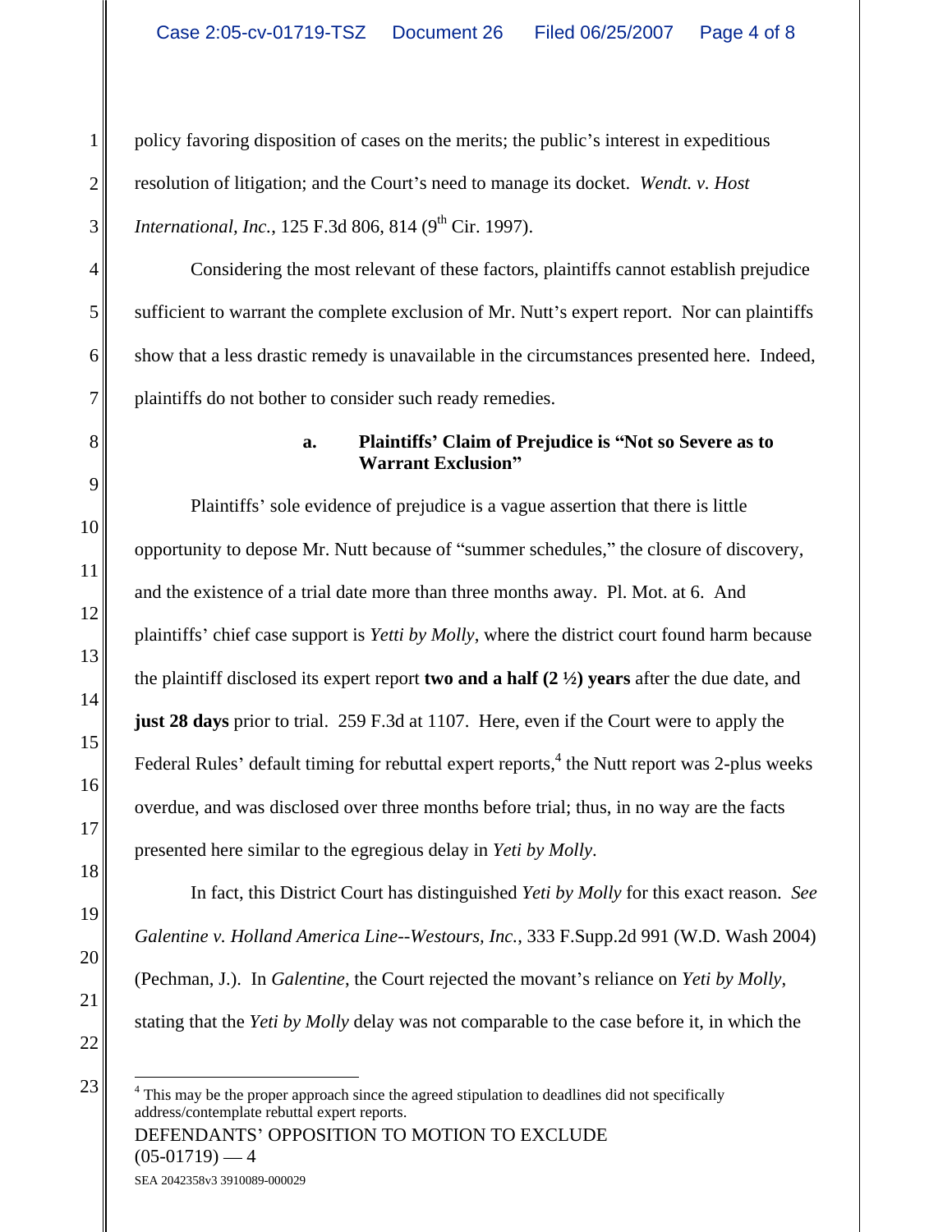policy favoring disposition of cases on the merits; the public's interest in expeditious resolution of litigation; and the Court's need to manage its docket. *Wendt. v. Host International, Inc.*, 125 F.3d 806, 814 (9th Cir. 1997).

Considering the most relevant of these factors, plaintiffs cannot establish prejudice sufficient to warrant the complete exclusion of Mr. Nutt's expert report. Nor can plaintiffs show that a less drastic remedy is unavailable in the circumstances presented here. Indeed, plaintiffs do not bother to consider such ready remedies.

#### a. Plaintiffs' Claim of Prejudice is "Not so Severe as to Warrant Exclusion"

Plaintiffs' sole evidence of prejudice is a vague assertion that there is little opportunity to depose Mr. Nutt because of "summer schedules," the closure of discovery, and the existence of a trial date more than three months away. Pl. Mot. at 6. And plaintiffs' chief case support is *Yetti by Molly*, where the district court found harm because the plaintiff disclosed its expert report **two and a half (2 ½) years** after the due date, and **just 28 days** prior to trial. 259 F.3d at 1107. Here, even if the Court were to apply the Federal Rules' default timing for rebuttal expert reports,[4] the Nutt report was 2-plus weeks overdue, and was disclosed over three months before trial; thus, in no way are the facts presented here similar to the egregious delay in *Yeti by Molly*.

In fact, this District Court has distinguished *Yeti by Molly* for this exact reason. *See Galentine v. Holland America Line--Westours, Inc.*, 333 F.Supp.2d 991 (W.D. Wash 2004) (Pechman, J.). In *Galentine*, the Court rejected the movant's reliance on *Yeti by Molly*, stating that the *Yeti by Molly* delay was not comparable to the case before it, in which the

[4] This may be the proper approach since the agreed stipulation to deadlines did not specifically address/contemplate rebuttal expert reports.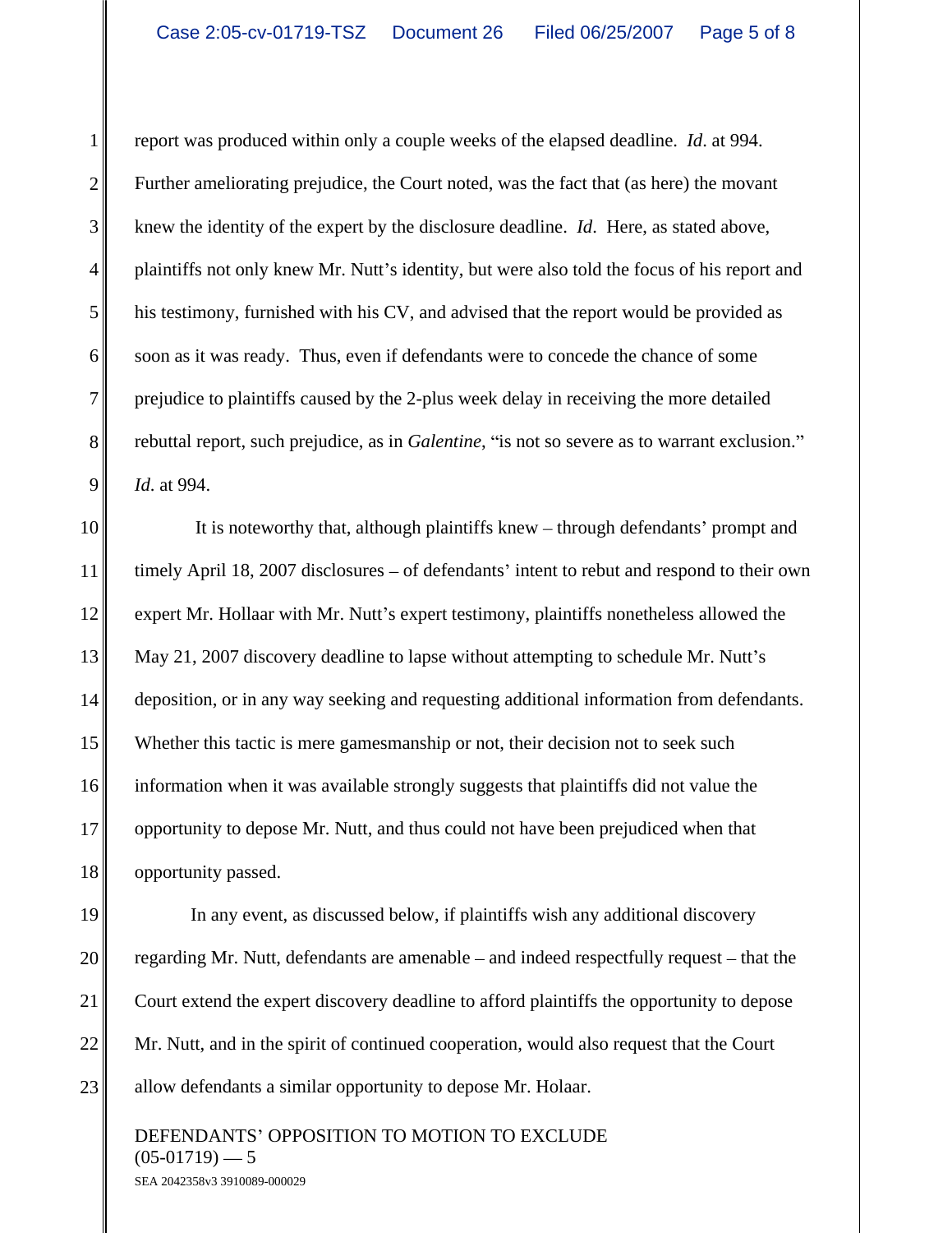report was produced within only a couple weeks of the elapsed deadline. *Id*. at 994. Further ameliorating prejudice, the Court noted, was the fact that (as here) the movant knew the identity of the expert by the disclosure deadline. *Id*. Here, as stated above, plaintiffs not only knew Mr. Nutt's identity, but were also told the focus of his report and his testimony, furnished with his CV, and advised that the report would be provided as soon as it was ready. Thus, even if defendants were to concede the chance of some prejudice to plaintiffs caused by the 2-plus week delay in receiving the more detailed rebuttal report, such prejudice, as in *Galentine*, "is not so severe as to warrant exclusion." *Id*. at 994.

It is noteworthy that, although plaintiffs knew – through defendants' prompt and timely April 18, 2007 disclosures – of defendants' intent to rebut and respond to their own expert Mr. Hollaar with Mr. Nutt's expert testimony, plaintiffs nonetheless allowed the May 21, 2007 discovery deadline to lapse without attempting to schedule Mr. Nutt's deposition, or in any way seeking and requesting additional information from defendants. Whether this tactic is mere gamesmanship or not, their decision not to seek such information when it was available strongly suggests that plaintiffs did not value the opportunity to depose Mr. Nutt, and thus could not have been prejudiced when that opportunity passed.

In any event, as discussed below, if plaintiffs wish any additional discovery regarding Mr. Nutt, defendants are amenable – and indeed respectfully request – that the Court extend the expert discovery deadline to afford plaintiffs the opportunity to depose Mr. Nutt, and in the spirit of continued cooperation, would also request that the Court allow defendants a similar opportunity to depose Mr. Holaar.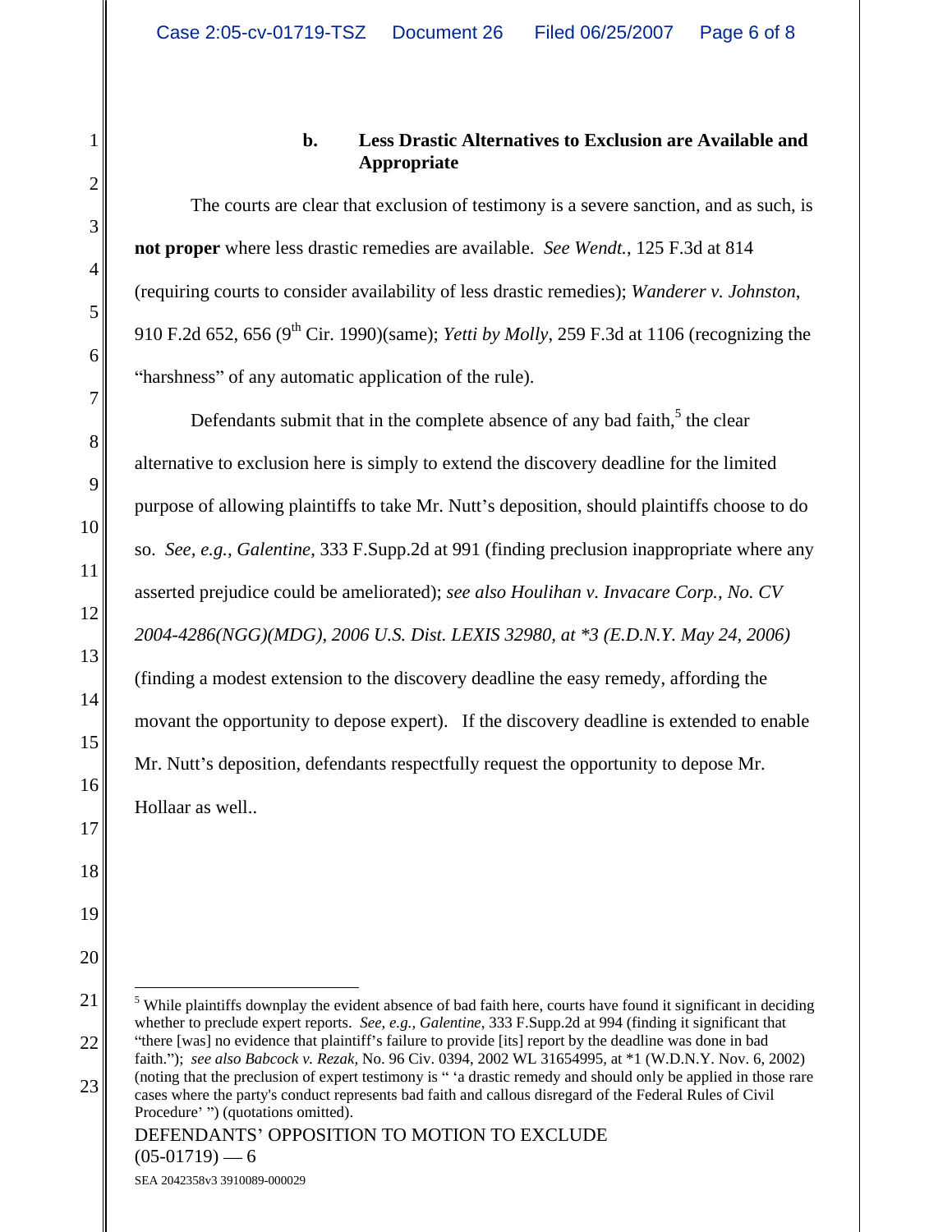### b. Less Drastic Alternatives to Exclusion are Available and Appropriate

The courts are clear that exclusion of testimony is a severe sanction, and as such, is **not proper** where less drastic remedies are available. *See Wendt.*, 125 F.3d at 814 (requiring courts to consider availability of less drastic remedies); *Wanderer v. Johnston*, 910 F.2d 652, 656 (9th Cir. 1990)(same); *Yetti by Molly*, 259 F.3d at 1106 (recognizing the "harshness" of any automatic application of the rule).

Defendants submit that in the complete absence of any bad faith,[5] the clear alternative to exclusion here is simply to extend the discovery deadline for the limited purpose of allowing plaintiffs to take Mr. Nutt's deposition, should plaintiffs choose to do so. *See, e.g., Galentine*, 333 F.Supp.2d at 991 (finding preclusion inappropriate where any asserted prejudice could be ameliorated); *see also Houlihan v. Invacare Corp., No. CV 2004-4286(NGG)(MDG), 2006 U.S. Dist. LEXIS 32980, at \*3 (E.D.N.Y. May 24, 2006)* (finding a modest extension to the discovery deadline the easy remedy, affording the movant the opportunity to depose expert). If the discovery deadline is extended to enable Mr. Nutt's deposition, defendants respectfully request the opportunity to depose Mr. Hollaar as well..

---

[5] While plaintiffs downplay the evident absence of bad faith here, courts have found it significant in deciding whether to preclude expert reports. *See, e.g., Galentine*, 333 F.Supp.2d at 994 (finding it significant that "there [was] no evidence that plaintiff's failure to provide [its] report by the deadline was done in bad faith."); *see also Babcock v. Rezak*, No. 96 Civ. 0394, 2002 WL 31654995, at *1 (W.D.N.Y. Nov. 6, 2002) (noting that the preclusion of expert testimony is " 'a drastic remedy and should only be applied in those rare cases where the party's conduct represents bad faith and callous disregard of the Federal Rules of Civil Procedure' ") (quotations omitted).

DEFENDANTS' OPPOSITION TO MOTION TO EXCLUDE
(05-01719) — 6

SEA 2042358v3 3910089-000029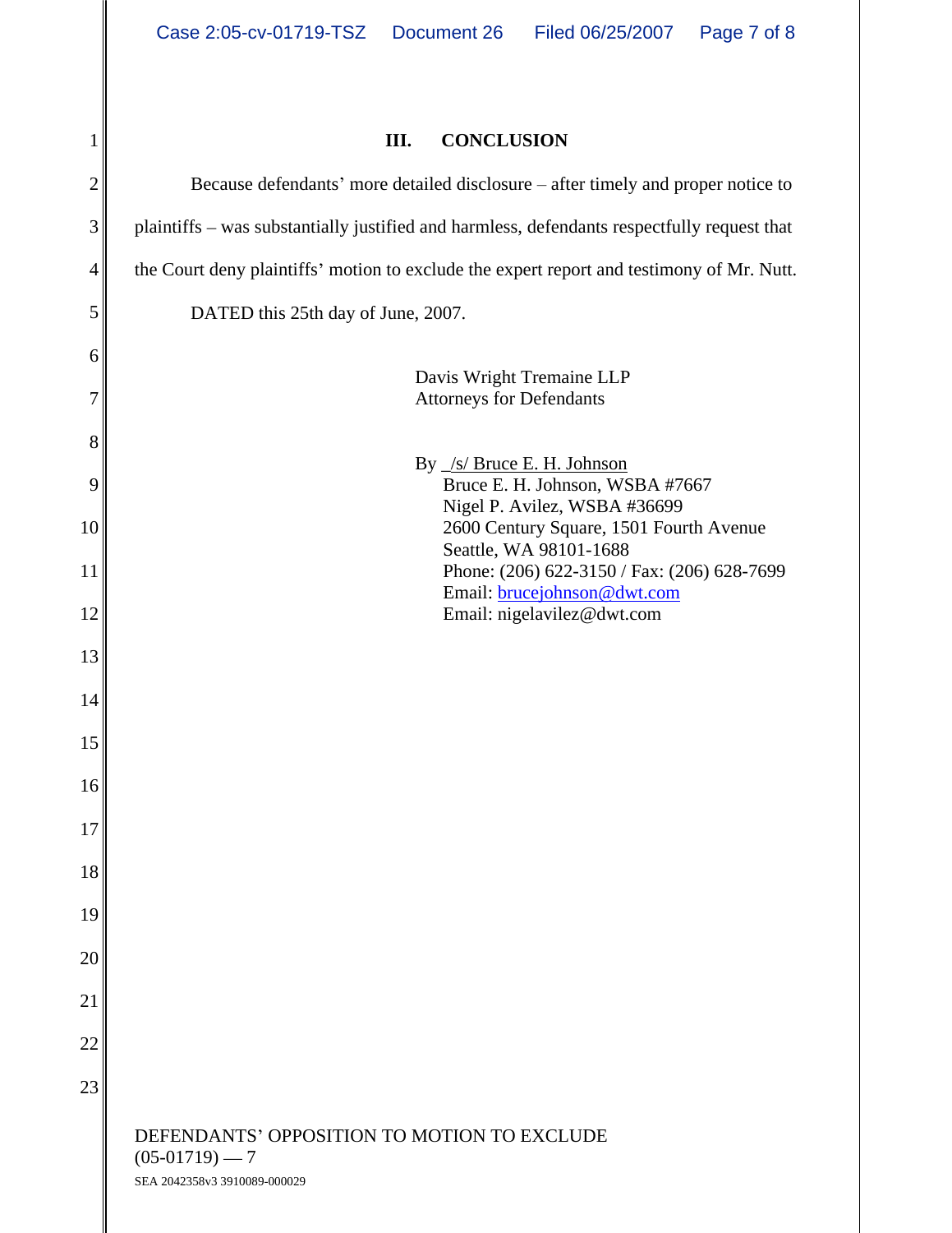## III. CONCLUSION

Because defendants' more detailed disclosure – after timely and proper notice to plaintiffs – was substantially justified and harmless, defendants respectfully request that the Court deny plaintiffs' motion to exclude the expert report and testimony of Mr. Nutt.

DATED this 25th day of June, 2007.

Davis Wright Tremaine LLP
Attorneys for Defendants

By /s/ Bruce E. H. Johnson
Bruce E. H. Johnson, WSBA #7667
Nigel P. Avilez, WSBA #36699
2600 Century Square, 1501 Fourth Avenue
Seattle, WA 98101-1688
Phone: (206) 622-3150 / Fax: (206) 628-7699
Email: brucejohnson@dwt.com
Email: nigelavilez@dwt.com

DEFENDANTS' OPPOSITION TO MOTION TO EXCLUDE
(05-01719) — 7
SEA 2042358v3 3910089-000029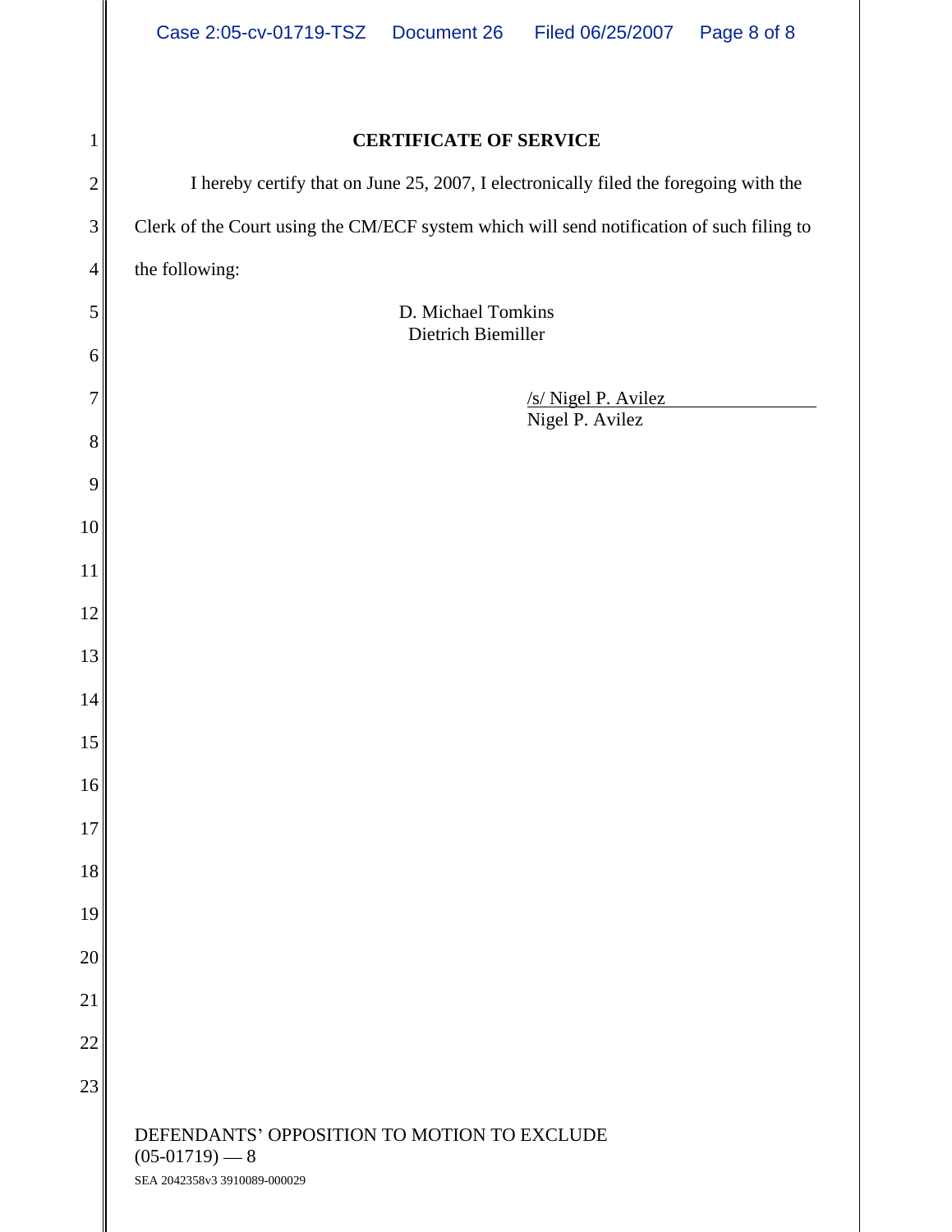**CERTIFICATE OF SERVICE**

I hereby certify that on June 25, 2007, I electronically filed the foregoing with the Clerk of the Court using the CM/ECF system which will send notification of such filing to the following:

D. Michael Tomkins
Dietrich Biemiller

/s/ Nigel P. Avilez
Nigel P. Avilez

DEFENDANTS' OPPOSITION TO MOTION TO EXCLUDE
(05-01719) — 8
SEA 2042358v3 3910089-000029